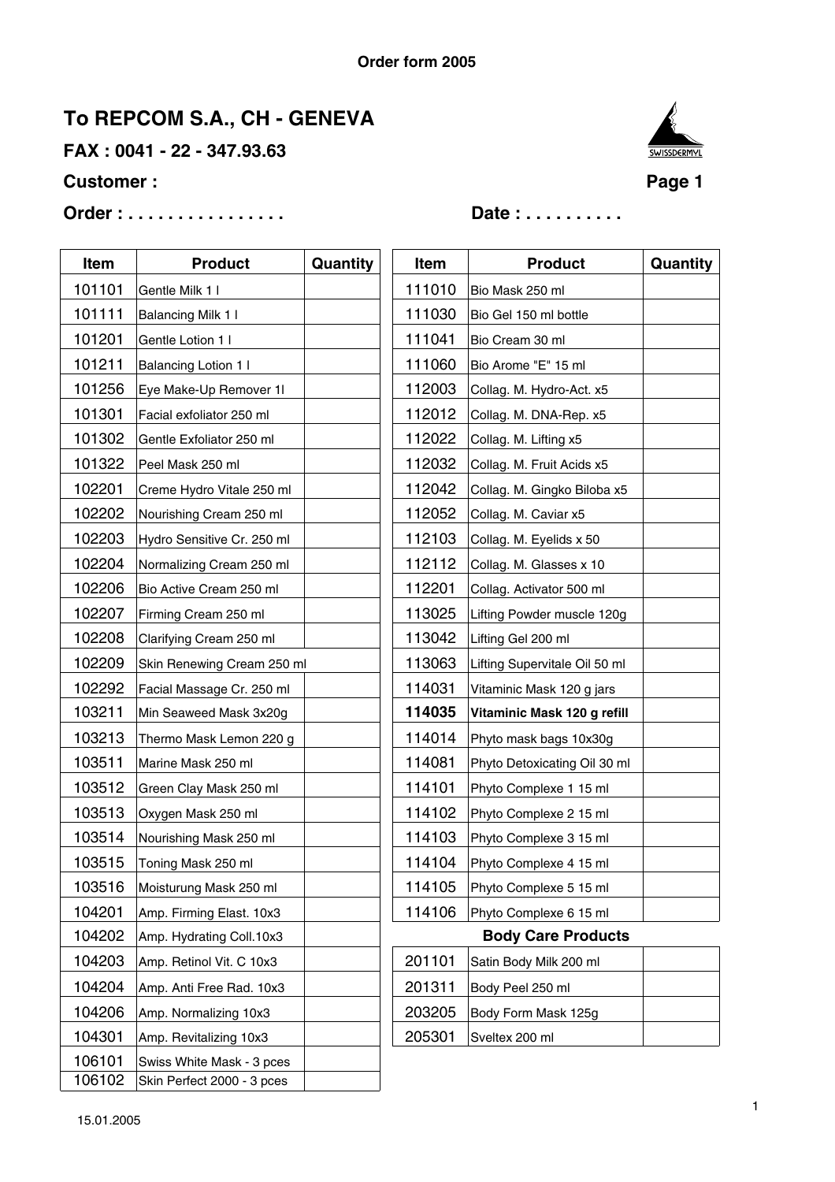Order form 2005

# To REPCOM S.A., CH - GENEVA

**FAX : 0041 - 22 - 347.93.63**

**Customer :**

**Page 1**

**Order : . . . . . . . . . . . . . . . .** **Date : . . . . . . . . . .**

| Item | Product | Quantity |
|---|---|---|
| 101101 | Gentle Milk 1 l | |
| 101111 | Balancing Milk 1 l | |
| 101201 | Gentle Lotion 1 l | |
| 101211 | Balancing Lotion 1 l | |
| 101256 | Eye Make-Up Remover 1l | |
| 101301 | Facial exfoliator 250 ml | |
| 101302 | Gentle Exfoliator 250 ml | |
| 101322 | Peel Mask 250 ml | |
| 102201 | Creme Hydro Vitale 250 ml | |
| 102202 | Nourishing Cream 250 ml | |
| 102203 | Hydro Sensitive Cr. 250 ml | |
| 102204 | Normalizing Cream 250 ml | |
| 102206 | Bio Active Cream 250 ml | |
| 102207 | Firming Cream 250 ml | |
| 102208 | Clarifying Cream 250 ml | |
| 102209 | Skin Renewing Cream 250 ml | |
| 102292 | Facial Massage Cr. 250 ml | |
| 103211 | Min Seaweed Mask 3x20g | |
| 103213 | Thermo Mask Lemon 220 g | |
| 103511 | Marine Mask 250 ml | |
| 103512 | Green Clay Mask 250 ml | |
| 103513 | Oxygen Mask 250 ml | |
| 103514 | Nourishing Mask 250 ml | |
| 103515 | Toning Mask 250 ml | |
| 103516 | Moisturung Mask 250 ml | |
| 104201 | Amp. Firming Elast. 10x3 | |
| 104202 | Amp. Hydrating Coll.10x3 | |
| 104203 | Amp. Retinol Vit. C 10x3 | |
| 104204 | Amp. Anti Free Rad. 10x3 | |
| 104206 | Amp. Normalizing 10x3 | |
| 104301 | Amp. Revitalizing 10x3 | |
| 106101 | Swiss White Mask - 3 pces | |
| 106102 | Skin Perfect 2000 - 3 pces | |

| Item | Product | Quantity |
|---|---|---|
| 111010 | Bio Mask 250 ml | |
| 111030 | Bio Gel 150 ml bottle | |
| 111041 | Bio Cream 30 ml | |
| 111060 | Bio Arome "E" 15 ml | |
| 112003 | Collag. M. Hydro-Act. x5 | |
| 112012 | Collag. M. DNA-Rep. x5 | |
| 112022 | Collag. M. Lifting x5 | |
| 112032 | Collag. M. Fruit Acids x5 | |
| 112042 | Collag. M. Gingko Biloba x5 | |
| 112052 | Collag. M. Caviar x5 | |
| 112103 | Collag. M. Eyelids x 50 | |
| 112112 | Collag. M. Glasses x 10 | |
| 112201 | Collag. Activator 500 ml | |
| 113025 | Lifting Powder muscle 120g | |
| 113042 | Lifting Gel 200 ml | |
| 113063 | Lifting Supervitale Oil 50 ml | |
| 114031 | Vitaminic Mask 120 g jars | |
| **114035** | **Vitaminic Mask 120 g refill** | |
| 114014 | Phyto mask bags 10x30g | |
| 114081 | Phyto Detoxicating Oil 30 ml | |
| 114101 | Phyto Complexe 1 15 ml | |
| 114102 | Phyto Complexe 2 15 ml | |
| 114103 | Phyto Complexe 3 15 ml | |
| 114104 | Phyto Complexe 4 15 ml | |
| 114105 | Phyto Complexe 5 15 ml | |
| 114106 | Phyto Complexe 6 15 ml | |
| | **Body Care Products** | |
| 201101 | Satin Body Milk 200 ml | |
| 201311 | Body Peel 250 ml | |
| 203205 | Body Form Mask 125g | |
| 205301 | Sveltex 200 ml | |

15.01.2005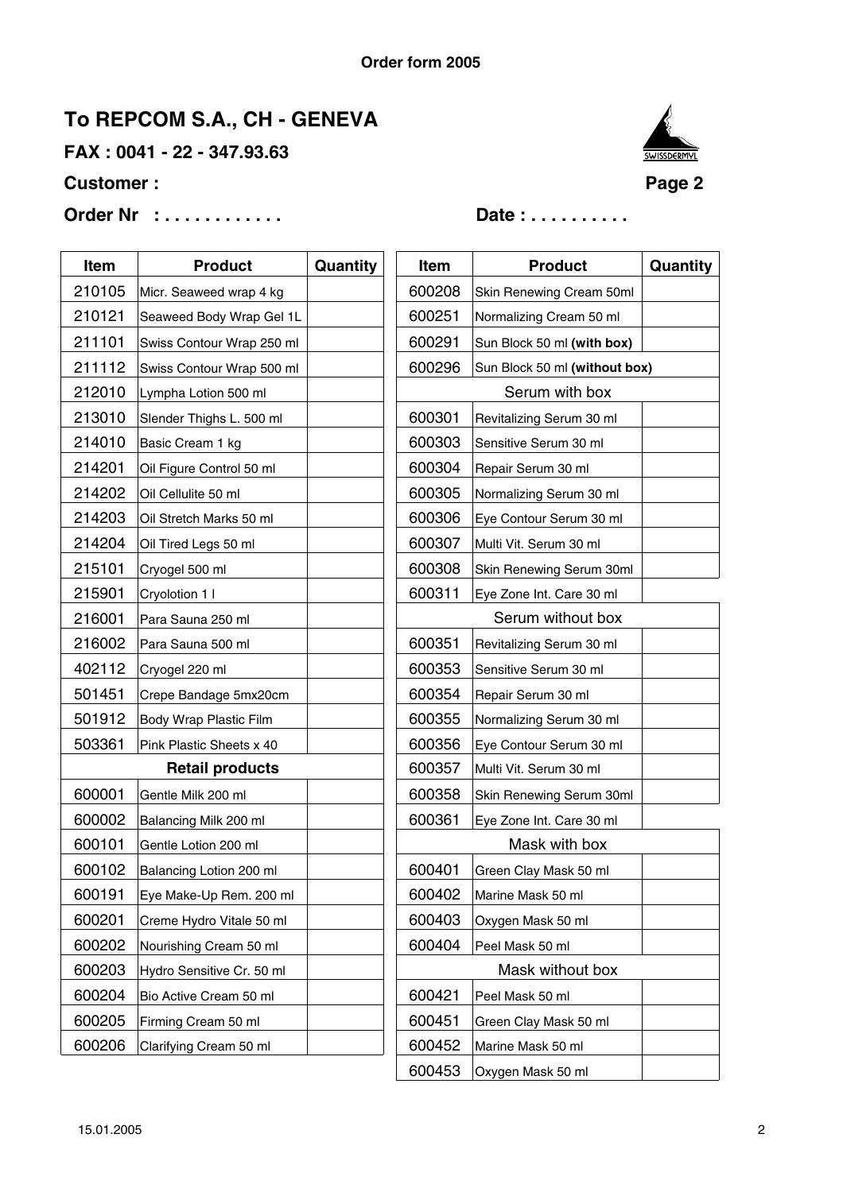Order form 2005

# To REPCOM S.A., CH - GENEVA

**FAX : 0041 - 22 - 347.93.63**

**Customer :**

**Page 2**

**Order Nr : . . . . . . . . . . . .** **Date : . . . . . . . . . .**

| Item | Product | Quantity |
|---|---|---|
| 210105 | Micr. Seaweed wrap 4 kg | |
| 210121 | Seaweed Body Wrap Gel 1L | |
| 211101 | Swiss Contour Wrap 250 ml | |
| 211112 | Swiss Contour Wrap 500 ml | |
| 212010 | Lympha Lotion 500 ml | |
| 213010 | Slender Thighs L. 500 ml | |
| 214010 | Basic Cream 1 kg | |
| 214201 | Oil Figure Control 50 ml | |
| 214202 | Oil Cellulite 50 ml | |
| 214203 | Oil Stretch Marks 50 ml | |
| 214204 | Oil Tired Legs 50 ml | |
| 215101 | Cryogel 500 ml | |
| 215901 | Cryolotion 1 l | |
| 216001 | Para Sauna 250 ml | |
| 216002 | Para Sauna 500 ml | |
| 402112 | Cryogel 220 ml | |
| 501451 | Crepe Bandage 5mx20cm | |
| 501912 | Body Wrap Plastic Film | |
| 503361 | Pink Plastic Sheets x 40 | |
| **Retail products** | | |
| 600001 | Gentle Milk 200 ml | |
| 600002 | Balancing Milk 200 ml | |
| 600101 | Gentle Lotion 200 ml | |
| 600102 | Balancing Lotion 200 ml | |
| 600191 | Eye Make-Up Rem. 200 ml | |
| 600201 | Creme Hydro Vitale 50 ml | |
| 600202 | Nourishing Cream 50 ml | |
| 600203 | Hydro Sensitive Cr. 50 ml | |
| 600204 | Bio Active Cream 50 ml | |
| 600205 | Firming Cream 50 ml | |
| 600206 | Clarifying Cream 50 ml | |

| Item | Product | Quantity |
|---|---|---|
| 600208 | Skin Renewing Cream 50ml | |
| 600251 | Normalizing Cream 50 ml | |
| 600291 | Sun Block 50 ml **(with box)** | |
| 600296 | Sun Block 50 ml **(without box)** | |
| Serum with box | | |
| 600301 | Revitalizing Serum 30 ml | |
| 600303 | Sensitive Serum 30 ml | |
| 600304 | Repair Serum 30 ml | |
| 600305 | Normalizing Serum 30 ml | |
| 600306 | Eye Contour Serum 30 ml | |
| 600307 | Multi Vit. Serum 30 ml | |
| 600308 | Skin Renewing Serum 30ml | |
| 600311 | Eye Zone Int. Care 30 ml | |
| Serum without box | | |
| 600351 | Revitalizing Serum 30 ml | |
| 600353 | Sensitive Serum 30 ml | |
| 600354 | Repair Serum 30 ml | |
| 600355 | Normalizing Serum 30 ml | |
| 600356 | Eye Contour Serum 30 ml | |
| 600357 | Multi Vit. Serum 30 ml | |
| 600358 | Skin Renewing Serum 30ml | |
| 600361 | Eye Zone Int. Care 30 ml | |
| Mask with box | | |
| 600401 | Green Clay Mask 50 ml | |
| 600402 | Marine Mask 50 ml | |
| 600403 | Oxygen Mask 50 ml | |
| 600404 | Peel Mask 50 ml | |
| Mask without box | | |
| 600421 | Peel Mask 50 ml | |
| 600451 | Green Clay Mask 50 ml | |
| 600452 | Marine Mask 50 ml | |
| 600453 | Oxygen Mask 50 ml | |

15.01.2005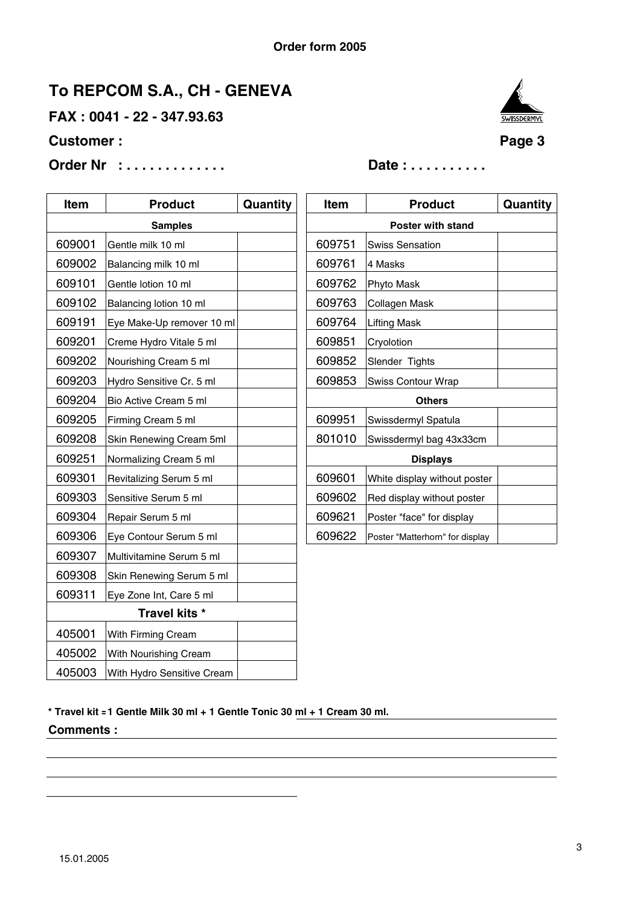**Order form 2005**

# To REPCOM S.A., CH - GENEVA

**FAX : 0041 - 22 - 347.93.63**

**Customer :**

**Order Nr : . . . . . . . . . . . . .** **Date : . . . . . . . . . .**

| Item | Product | Quantity |
|---|---|---|
| **Samples** | | |
| 609001 | Gentle milk 10 ml | |
| 609002 | Balancing milk 10 ml | |
| 609101 | Gentle lotion 10 ml | |
| 609102 | Balancing lotion 10 ml | |
| 609191 | Eye Make-Up remover 10 ml | |
| 609201 | Creme Hydro Vitale 5 ml | |
| 609202 | Nourishing Cream 5 ml | |
| 609203 | Hydro Sensitive Cr. 5 ml | |
| 609204 | Bio Active Cream 5 ml | |
| 609205 | Firming Cream 5 ml | |
| 609208 | Skin Renewing Cream 5ml | |
| 609251 | Normalizing Cream 5 ml | |
| 609301 | Revitalizing Serum 5 ml | |
| 609303 | Sensitive Serum 5 ml | |
| 609304 | Repair Serum 5 ml | |
| 609306 | Eye Contour Serum 5 ml | |
| 609307 | Multivitamine Serum 5 ml | |
| 609308 | Skin Renewing Serum 5 ml | |
| 609311 | Eye Zone Int, Care 5 ml | |
| **Travel kits *** | | |
| 405001 | With Firming Cream | |
| 405002 | With Nourishing Cream | |
| 405003 | With Hydro Sensitive Cream | |

| Item | Product | Quantity |
|---|---|---|
| **Poster with stand** | | |
| 609751 | Swiss Sensation | |
| 609761 | 4 Masks | |
| 609762 | Phyto Mask | |
| 609763 | Collagen Mask | |
| 609764 | Lifting Mask | |
| 609851 | Cryolotion | |
| 609852 | Slender Tights | |
| 609853 | Swiss Contour Wrap | |
| **Others** | | |
| 609951 | Swissdermyl Spatula | |
| 801010 | Swissdermyl bag 43x33cm | |
| **Displays** | | |
| 609601 | White display without poster | |
| 609602 | Red display without poster | |
| 609621 | Poster "face" for display | |
| 609622 | Poster "Matterhorn" for display | |

**\* Travel kit = 1 Gentle Milk 30 ml + 1 Gentle Tonic 30 ml + 1 Cream 30 ml.**

**Comments :**

15.01.2005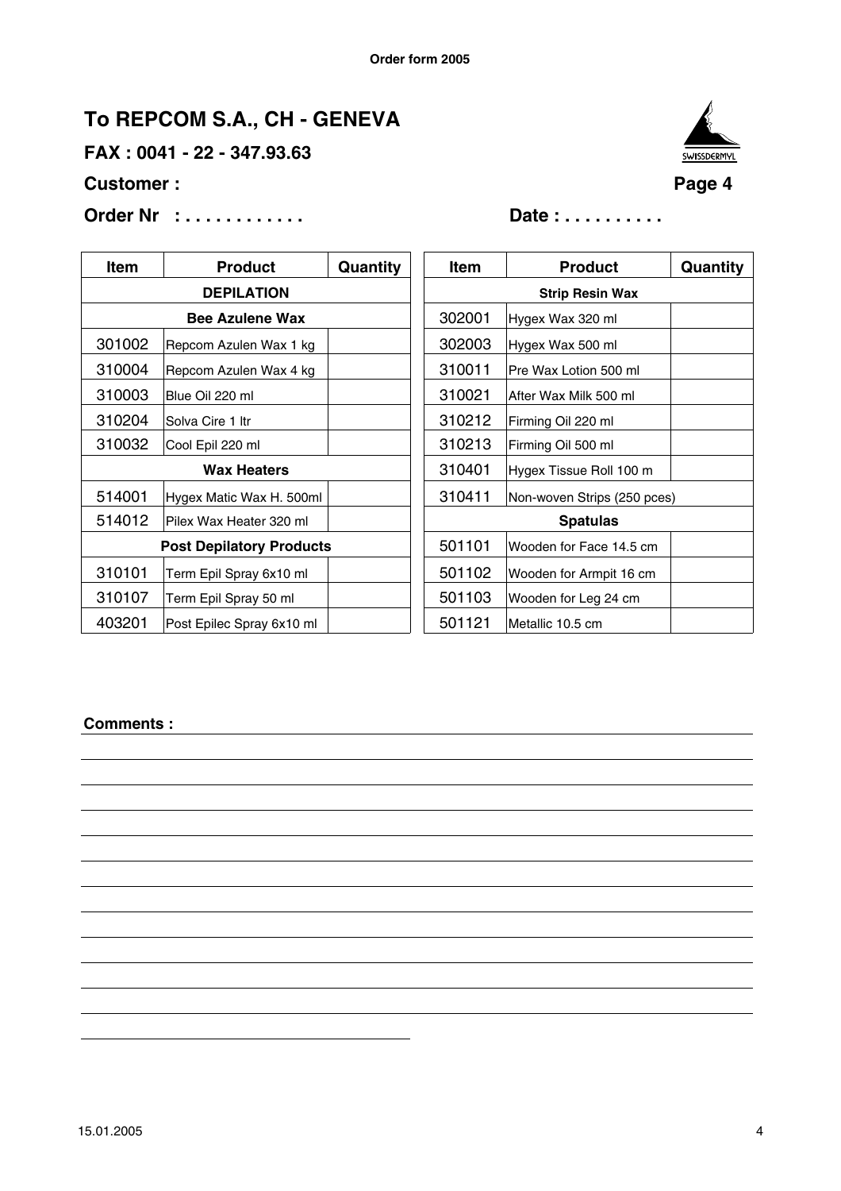Order form 2005

# To REPCOM S.A., CH - GENEVA

**FAX : 0041 - 22 - 347.93.63**

**Customer :**

**Page 4**

**Order Nr : . . . . . . . . . . . .**

**Date : . . . . . . . . . .**

| Item | Product | Quantity |
|---|---|---|
| | **DEPILATION** | |
| | **Bee Azulene Wax** | |
| 301002 | Repcom Azulen Wax 1 kg | |
| 310004 | Repcom Azulen Wax 4 kg | |
| 310003 | Blue Oil 220 ml | |
| 310204 | Solva Cire 1 ltr | |
| 310032 | Cool Epil 220 ml | |
| | **Wax Heaters** | |
| 514001 | Hygex Matic Wax H. 500ml | |
| 514012 | Pilex Wax Heater 320 ml | |
| | **Post Depilatory Products** | |
| 310101 | Term Epil Spray 6x10 ml | |
| 310107 | Term Epil Spray 50 ml | |
| 403201 | Post Epilec Spray 6x10 ml | |

| Item | Product | Quantity |
|---|---|---|
| | **Strip Resin Wax** | |
| 302001 | Hygex Wax 320 ml | |
| 302003 | Hygex Wax 500 ml | |
| 310011 | Pre Wax Lotion 500 ml | |
| 310021 | After Wax Milk 500 ml | |
| 310212 | Firming Oil 220 ml | |
| 310213 | Firming Oil 500 ml | |
| 310401 | Hygex Tissue Roll 100 m | |
| 310411 | Non-woven Strips (250 pces) | |
| | **Spatulas** | |
| 501101 | Wooden for Face 14.5 cm | |
| 501102 | Wooden for Armpit 16 cm | |
| 501103 | Wooden for Leg 24 cm | |
| 501121 | Metallic 10.5 cm | |

**Comments :**

15.01.2005